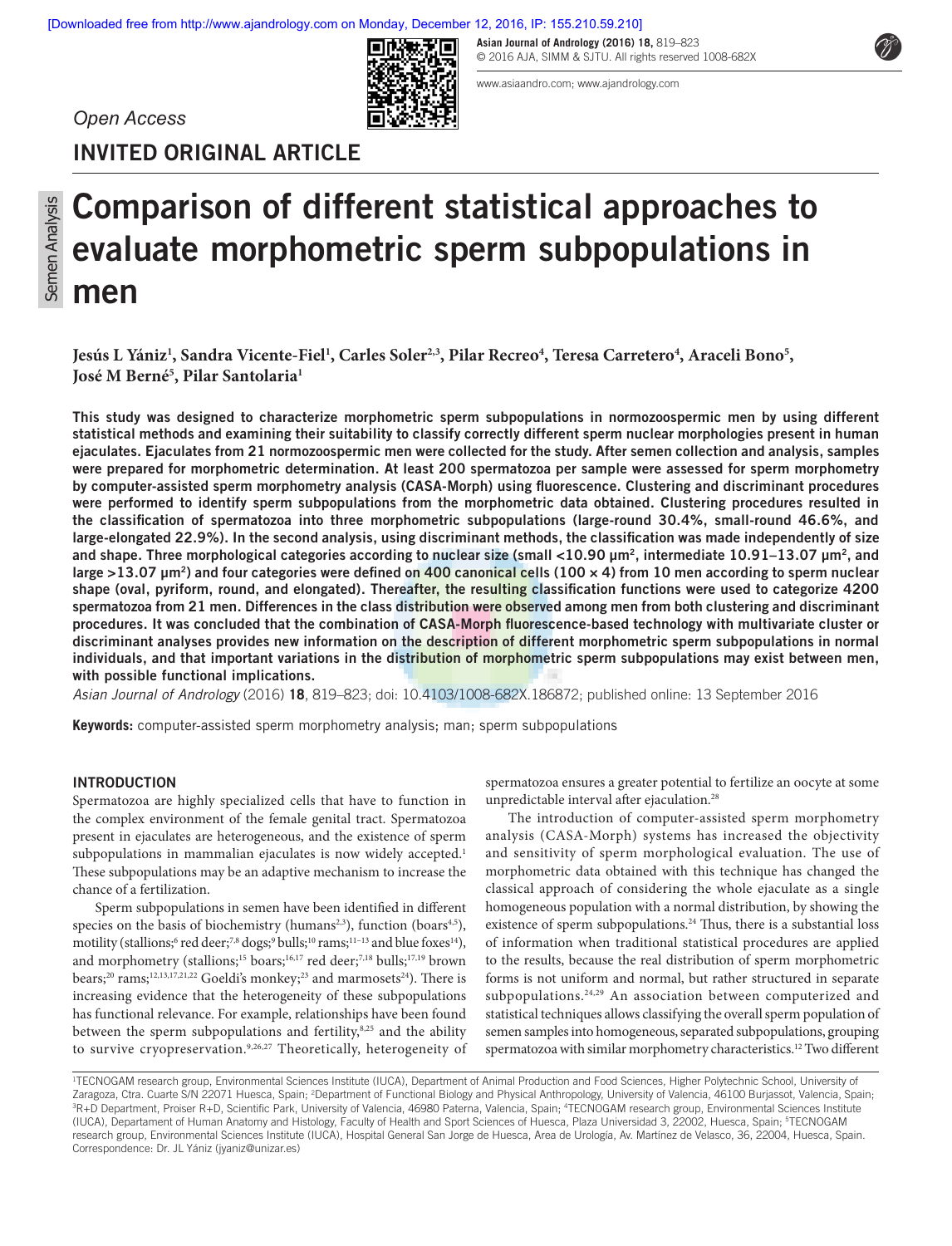Open Access

INVITED ORIGINAL ARTICLE

# Comparison of different statistical approaches to evaluate morphometric sperm subpopulations in men

**Jesús L Yániz[1], Sandra Vicente-Fiel[1], Carles Soler[2,3], Pilar Recreo[4], Teresa Carretero[4], Araceli Bono[5], José M Berné[5], Pilar Santolaria[1]**

**This study was designed to characterize morphometric sperm subpopulations in normozoospermic men by using different statistical methods and examining their suitability to classify correctly different sperm nuclear morphologies present in human ejaculates. Ejaculates from 21 normozoospermic men were collected for the study. After semen collection and analysis, samples were prepared for morphometric determination. At least 200 spermatozoa per sample were assessed for sperm morphometry by computer-assisted sperm morphometry analysis (CASA-Morph) using fluorescence. Clustering and discriminant procedures were performed to identify sperm subpopulations from the morphometric data obtained. Clustering procedures resulted in the classification of spermatozoa into three morphometric subpopulations (large-round 30.4%, small-round 46.6%, and large-elongated 22.9%). In the second analysis, using discriminant methods, the classification was made independently of size and shape. Three morphological categories according to nuclear size (small <10.90 μm², intermediate 10.91–13.07 μm², and large >13.07 μm²) and four categories were defined on 400 canonical cells (100 × 4) from 10 men according to sperm nuclear shape (oval, pyriform, round, and elongated). Thereafter, the resulting classification functions were used to categorize 4200 spermatozoa from 21 men. Differences in the class distribution were observed among men from both clustering and discriminant procedures. It was concluded that the combination of CASA-Morph fluorescence-based technology with multivariate cluster or discriminant analyses provides new information on the description of different morphometric sperm subpopulations in normal individuals, and that important variations in the distribution of morphometric sperm subpopulations may exist between men, with possible functional implications.**

*Asian Journal of Andrology* (2016) **18**, 819–823; doi: 10.4103/1008-682X.186872; published online: 13 September 2016

**Keywords:** computer-assisted sperm morphometry analysis; man; sperm subpopulations

## INTRODUCTION

Spermatozoa are highly specialized cells that have to function in the complex environment of the female genital tract. Spermatozoa present in ejaculates are heterogeneous, and the existence of sperm subpopulations in mammalian ejaculates is now widely accepted.[1] These subpopulations may be an adaptive mechanism to increase the chance of a fertilization.

Sperm subpopulations in semen have been identified in different species on the basis of biochemistry (humans[2,3]), function (boars[4,5]), motility (stallions;[6] red deer;[7,8] dogs;[9] bulls;[10] rams;[11–13] and blue foxes[14]), and morphometry (stallions;[15] boars;[16,17] red deer;[7,18] bulls;[17,19] brown bears;[20] rams;[12,13,17,21,22] Goeldi's monkey;[23] and marmosets[24]). There is increasing evidence that the heterogeneity of these subpopulations has functional relevance. For example, relationships have been found between the sperm subpopulations and fertility,[8,25] and the ability to survive cryopreservation.[9,26,27] Theoretically, heterogeneity of spermatozoa ensures a greater potential to fertilize an oocyte at some unpredictable interval after ejaculation.[28]

The introduction of computer-assisted sperm morphometry analysis (CASA-Morph) systems has increased the objectivity and sensitivity of sperm morphological evaluation. The use of morphometric data obtained with this technique has changed the classical approach of considering the whole ejaculate as a single homogeneous population with a normal distribution, by showing the existence of sperm subpopulations.[24] Thus, there is a substantial loss of information when traditional statistical procedures are applied to the results, because the real distribution of sperm morphometric forms is not uniform and normal, but rather structured in separate subpopulations.[24,29] An association between computerized and statistical techniques allows classifying the overall sperm population of semen samples into homogeneous, separated subpopulations, grouping spermatozoa with similar morphometry characteristics.[12] Two different

[1]TECNOGAM research group, Environmental Sciences Institute (IUCA), Department of Animal Production and Food Sciences, Higher Polytechnic School, University of Zaragoza, Ctra. Cuarte S/N 22071 Huesca, Spain; [2]Department of Functional Biology and Physical Anthropology, University of Valencia, 46100 Burjassot, Valencia, Spain; [3]R+D Department, Proiser R+D, Scientific Park, University of Valencia, 46980 Paterna, Valencia, Spain; [4]TECNOGAM research group, Environmental Sciences Institute (IUCA), Departament of Human Anatomy and Histology, Faculty of Health and Sport Sciences of Huesca, Plaza Universidad 3, 22002, Huesca, Spain; [5]TECNOGAM research group, Environmental Sciences Institute (IUCA), Hospital General San Jorge de Huesca, Area de Urología, Av. Martínez de Velasco, 36, 22004, Huesca, Spain.
Correspondence: Dr. JL Yániz (jyaniz@unizar.es)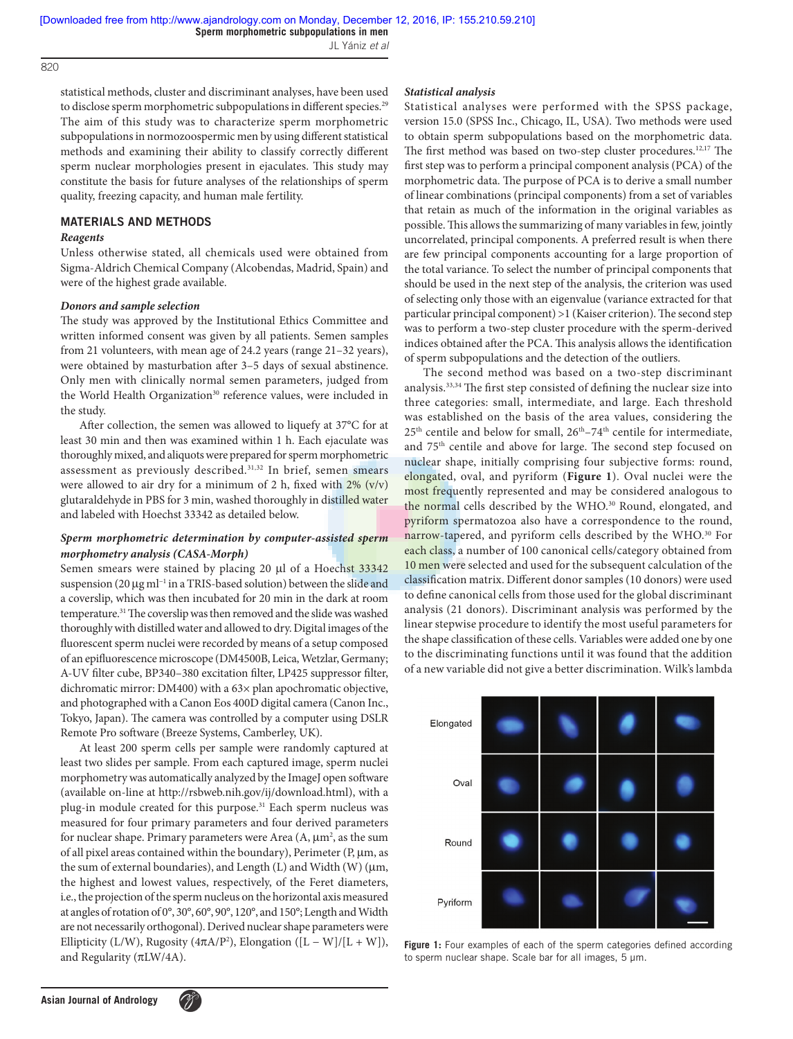statistical methods, cluster and discriminant analyses, have been used to disclose sperm morphometric subpopulations in different species.[29] The aim of this study was to characterize sperm morphometric subpopulations in normozoospermic men by using different statistical methods and examining their ability to classify correctly different sperm nuclear morphologies present in ejaculates. This study may constitute the basis for future analyses of the relationships of sperm quality, freezing capacity, and human male fertility.

## MATERIALS AND METHODS

### *Reagents*

Unless otherwise stated, all chemicals used were obtained from Sigma-Aldrich Chemical Company (Alcobendas, Madrid, Spain) and were of the highest grade available.

### *Donors and sample selection*

The study was approved by the Institutional Ethics Committee and written informed consent was given by all patients. Semen samples from 21 volunteers, with mean age of 24.2 years (range 21–32 years), were obtained by masturbation after 3–5 days of sexual abstinence. Only men with clinically normal semen parameters, judged from the World Health Organization[30] reference values, were included in the study.

After collection, the semen was allowed to liquefy at 37°C for at least 30 min and then was examined within 1 h. Each ejaculate was thoroughly mixed, and aliquots were prepared for sperm morphometric assessment as previously described.[31,32] In brief, semen smears were allowed to air dry for a minimum of 2 h, fixed with 2% (v/v) glutaraldehyde in PBS for 3 min, washed thoroughly in distilled water and labeled with Hoechst 33342 as detailed below.

### *Sperm morphometric determination by computer-assisted sperm morphometry analysis (CASA-Morph)*

Semen smears were stained by placing 20 µl of a Hoechst 33342 suspension (20 µg ml$^{-1}$ in a TRIS-based solution) between the slide and a coverslip, which was then incubated for 20 min in the dark at room temperature.[31] The coverslip was then removed and the slide was washed thoroughly with distilled water and allowed to dry. Digital images of the fluorescent sperm nuclei were recorded by means of a setup composed of an epifluorescence microscope (DM4500B, Leica, Wetzlar, Germany; A-UV filter cube, BP340–380 excitation filter, LP425 suppressor filter, dichromatic mirror: DM400) with a 63× plan apochromatic objective, and photographed with a Canon Eos 400D digital camera (Canon Inc., Tokyo, Japan). The camera was controlled by a computer using DSLR Remote Pro software (Breeze Systems, Camberley, UK).

At least 200 sperm cells per sample were randomly captured at least two slides per sample. From each captured image, sperm nuclei morphometry was automatically analyzed by the ImageJ open software (available on-line at http://rsbweb.nih.gov/ij/download.html), with a plug-in module created for this purpose.[31] Each sperm nucleus was measured for four primary parameters and four derived parameters for nuclear shape. Primary parameters were Area (A, µm$^2$, as the sum of all pixel areas contained within the boundary), Perimeter (P, µm, as the sum of external boundaries), and Length (L) and Width (W) (µm, the highest and lowest values, respectively, of the Feret diameters, i.e., the projection of the sperm nucleus on the horizontal axis measured at angles of rotation of 0°, 30°, 60°, 90°, 120°, and 150°; Length and Width are not necessarily orthogonal). Derived nuclear shape parameters were Ellipticity (L/W), Rugosity ($4\pi A/P^2$), Elongation ($[L - W]/[L + W]$), and Regularity ($\pi LW/4A$).

### *Statistical analysis*

Statistical analyses were performed with the SPSS package, version 15.0 (SPSS Inc., Chicago, IL, USA). Two methods were used to obtain sperm subpopulations based on the morphometric data. The first method was based on two-step cluster procedures.[12,17] The first step was to perform a principal component analysis (PCA) of the morphometric data. The purpose of PCA is to derive a small number of linear combinations (principal components) from a set of variables that retain as much of the information in the original variables as possible. This allows the summarizing of many variables in few, jointly uncorrelated, principal components. A preferred result is when there are few principal components accounting for a large proportion of the total variance. To select the number of principal components that should be used in the next step of the analysis, the criterion was used of selecting only those with an eigenvalue (variance extracted for that particular principal component) >1 (Kaiser criterion). The second step was to perform a two-step cluster procedure with the sperm-derived indices obtained after the PCA. This analysis allows the identification of sperm subpopulations and the detection of the outliers.

The second method was based on a two-step discriminant analysis.[33,34] The first step consisted of defining the nuclear size into three categories: small, intermediate, and large. Each threshold was established on the basis of the area values, considering the 25th centile and below for small, 26th–74th centile for intermediate, and 75th centile and above for large. The second step focused on nuclear shape, initially comprising four subjective forms: round, elongated, oval, and pyriform (**Figure 1**). Oval nuclei were the most frequently represented and may be considered analogous to the normal cells described by the WHO.[30] Round, elongated, and pyriform spermatozoa also have a correspondence to the round, narrow-tapered, and pyriform cells described by the WHO.[30] For each class, a number of 100 canonical cells/category obtained from 10 men were selected and used for the subsequent calculation of the classification matrix. Different donor samples (10 donors) were used to define canonical cells from those used for the global discriminant analysis (21 donors). Discriminant analysis was performed by the linear stepwise procedure to identify the most useful parameters for the shape classification of these cells. Variables were added one by one to the discriminating functions until it was found that the addition of a new variable did not give a better discrimination. Wilk's lambda

**Figure 1:** Four examples of each of the sperm categories defined according to sperm nuclear shape. Scale bar for all images, 5 µm.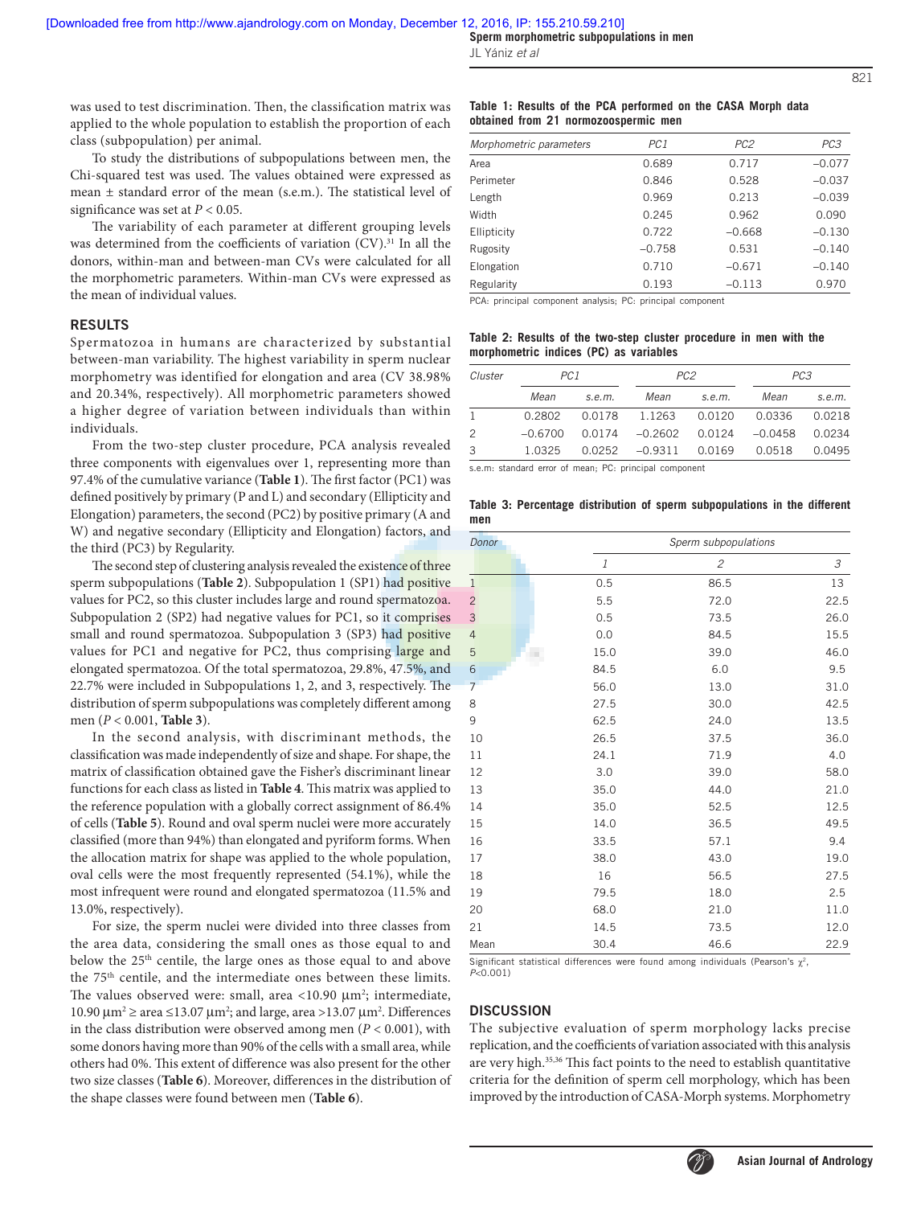was used to test discrimination. Then, the classification matrix was applied to the whole population to establish the proportion of each class (subpopulation) per animal.

To study the distributions of subpopulations between men, the Chi-squared test was used. The values obtained were expressed as mean ± standard error of the mean (s.e.m.). The statistical level of significance was set at $P < 0.05$.

The variability of each parameter at different grouping levels was determined from the coefficients of variation (CV).[31] In all the donors, within-man and between-man CVs were calculated for all the morphometric parameters. Within-man CVs were expressed as the mean of individual values.

## RESULTS

Spermatozoa in humans are characterized by substantial between-man variability. The highest variability in sperm nuclear morphometry was identified for elongation and area (CV 38.98% and 20.34%, respectively). All morphometric parameters showed a higher degree of variation between individuals than within individuals.

From the two-step cluster procedure, PCA analysis revealed three components with eigenvalues over 1, representing more than 97.4% of the cumulative variance (**Table 1**). The first factor (PC1) was defined positively by primary (P and L) and secondary (Ellipticity and Elongation) parameters, the second (PC2) by positive primary (A and W) and negative secondary (Ellipticity and Elongation) factors, and the third (PC3) by Regularity.

The second step of clustering analysis revealed the existence of three sperm subpopulations (**Table 2**). Subpopulation 1 (SP1) had positive values for PC2, so this cluster includes large and round spermatozoa. Subpopulation 2 (SP2) had negative values for PC1, so it comprises small and round spermatozoa. Subpopulation 3 (SP3) had positive values for PC1 and negative for PC2, thus comprising large and elongated spermatozoa. Of the total spermatozoa, 29.8%, 47.5%, and 22.7% were included in Subpopulations 1, 2, and 3, respectively. The distribution of sperm subpopulations was completely different among men ($P < 0.001$, **Table 3**).

In the second analysis, with discriminant methods, the classification was made independently of size and shape. For shape, the matrix of classification obtained gave the Fisher's discriminant linear functions for each class as listed in **Table 4**. This matrix was applied to the reference population with a globally correct assignment of 86.4% of cells (**Table 5**). Round and oval sperm nuclei were more accurately classified (more than 94%) than elongated and pyriform forms. When the allocation matrix for shape was applied to the whole population, oval cells were the most frequently represented (54.1%), while the most infrequent were round and elongated spermatozoa (11.5% and 13.0%, respectively).

For size, the sperm nuclei were divided into three classes from the area data, considering the small ones as those equal to and below the 25th centile, the large ones as those equal to and above the 75th centile, and the intermediate ones between these limits. The values observed were: small, area <10.90 μm²; intermediate, 10.90 μm² ≥ area ≤13.07 μm²; and large, area >13.07 μm². Differences in the class distribution were observed among men ($P < 0.001$), with some donors having more than 90% of the cells with a small area, while others had 0%. This extent of difference was also present for the other two size classes (**Table 6**). Moreover, differences in the distribution of the shape classes were found between men (**Table 6**).

**Table 1: Results of the PCA performed on the CASA Morph data obtained from 21 normozoospermic men**

| Morphometric parameters | PC1 | PC2 | PC3 |
|---|---|---|---|
| Area | 0.689 | 0.717 | −0.077 |
| Perimeter | 0.846 | 0.528 | −0.037 |
| Length | 0.969 | 0.213 | −0.039 |
| Width | 0.245 | 0.962 | 0.090 |
| Ellipticity | 0.722 | −0.668 | −0.130 |
| Rugosity | −0.758 | 0.531 | −0.140 |
| Elongation | 0.710 | −0.671 | −0.140 |
| Regularity | 0.193 | −0.113 | 0.970 |

PCA: principal component analysis; PC: principal component

**Table 2: Results of the two-step cluster procedure in men with the morphometric indices (PC) as variables**

| Cluster | PC1 | | PC2 | | PC3 | |
|---|---|---|---|---|---|---|
| | Mean | s.e.m. | Mean | s.e.m. | Mean | s.e.m. |
| 1 | 0.2802 | 0.0178 | 1.1263 | 0.0120 | 0.0336 | 0.0218 |
| 2 | −0.6700 | 0.0174 | −0.2602 | 0.0124 | −0.0458 | 0.0234 |
| 3 | 1.0325 | 0.0252 | −0.9311 | 0.0169 | 0.0518 | 0.0495 |

s.e.m: standard error of mean; PC: principal component

**Table 3: Percentage distribution of sperm subpopulations in the different men**

| Donor | Sperm subpopulations | | |
|---|---|---|---|
| | 1 | 2 | 3 |
| 1 | 0.5 | 86.5 | 13 |
| 2 | 5.5 | 72.0 | 22.5 |
| 3 | 0.5 | 73.5 | 26.0 |
| 4 | 0.0 | 84.5 | 15.5 |
| 5 | 15.0 | 39.0 | 46.0 |
| 6 | 84.5 | 6.0 | 9.5 |
| 7 | 56.0 | 13.0 | 31.0 |
| 8 | 27.5 | 30.0 | 42.5 |
| 9 | 62.5 | 24.0 | 13.5 |
| 10 | 26.5 | 37.5 | 36.0 |
| 11 | 24.1 | 71.9 | 4.0 |
| 12 | 3.0 | 39.0 | 58.0 |
| 13 | 35.0 | 44.0 | 21.0 |
| 14 | 35.0 | 52.5 | 12.5 |
| 15 | 14.0 | 36.5 | 49.5 |
| 16 | 33.5 | 57.1 | 9.4 |
| 17 | 38.0 | 43.0 | 19.0 |
| 18 | 16 | 56.5 | 27.5 |
| 19 | 79.5 | 18.0 | 2.5 |
| 20 | 68.0 | 21.0 | 11.0 |
| 21 | 14.5 | 73.5 | 12.0 |
| Mean | 30.4 | 46.6 | 22.9 |

Significant statistical differences were found among individuals (Pearson's $\chi^2$, $P<0.001$)

## DISCUSSION

The subjective evaluation of sperm morphology lacks precise replication, and the coefficients of variation associated with this analysis are very high.[35,36] This fact points to the need to establish quantitative criteria for the definition of sperm cell morphology, which has been improved by the introduction of CASA-Morph systems. Morphometry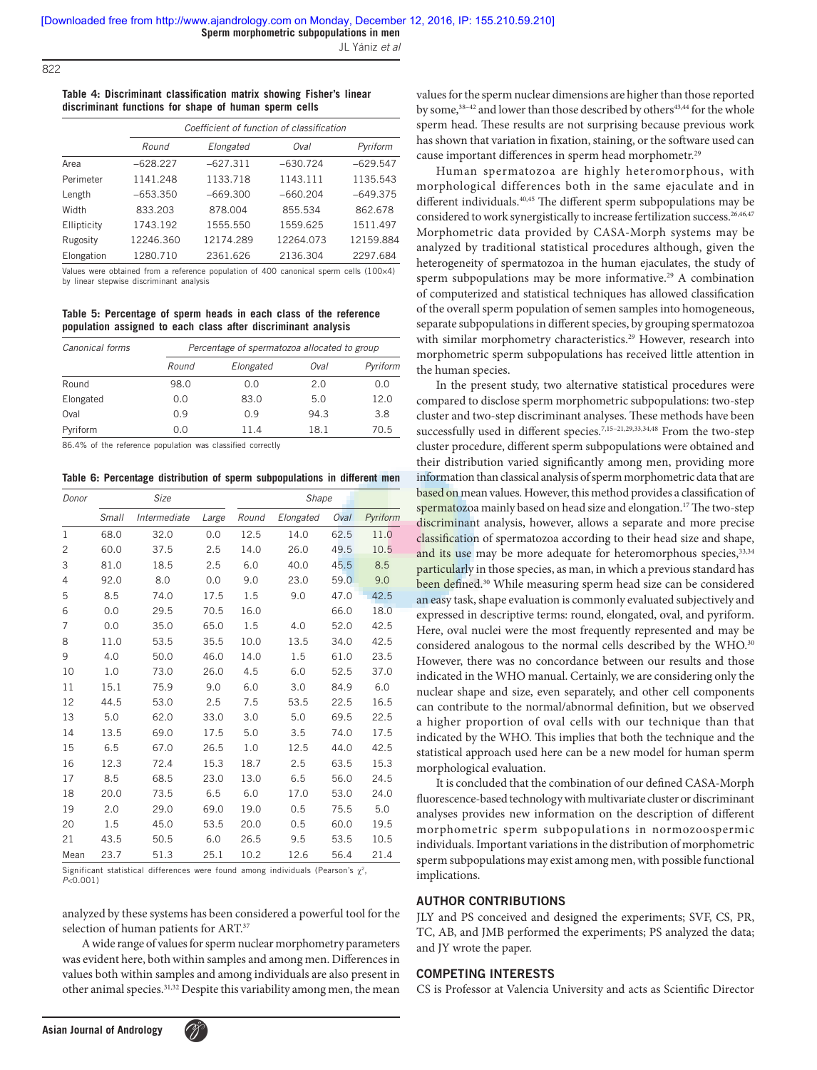**Table 4: Discriminant classification matrix showing Fisher's linear discriminant functions for shape of human sperm cells**

| | Coefficient of function of classification | | | |
|---|---|---|---|---|
| | Round | Elongated | Oval | Pyriform |
| Area | −628.227 | −627.311 | −630.724 | −629.547 |
| Perimeter | 1141.248 | 1133.718 | 1143.111 | 1135.543 |
| Length | −653.350 | −669.300 | −660.204 | −649.375 |
| Width | 833.203 | 878.004 | 855.534 | 862.678 |
| Ellipticity | 1743.192 | 1555.550 | 1559.625 | 1511.497 |
| Rugosity | 12246.360 | 12174.289 | 12264.073 | 12159.884 |
| Elongation | 1280.710 | 2361.626 | 2136.304 | 2297.684 |

Values were obtained from a reference population of 400 canonical sperm cells (100×4) by linear stepwise discriminant analysis

**Table 5: Percentage of sperm heads in each class of the reference population assigned to each class after discriminant analysis**

| Canonical forms | Percentage of spermatozoa allocated to group | | | |
|---|---|---|---|---|
| | Round | Elongated | Oval | Pyriform |
| Round | 98.0 | 0.0 | 2.0 | 0.0 |
| Elongated | 0.0 | 83.0 | 5.0 | 12.0 |
| Oval | 0.9 | 0.9 | 94.3 | 3.8 |
| Pyriform | 0.0 | 11.4 | 18.1 | 70.5 |

86.4% of the reference population was classified correctly

**Table 6: Percentage distribution of sperm subpopulations in different men**

| Donor | Size | | | Shape | | | |
|---|---|---|---|---|---|---|---|
| | Small | Intermediate | Large | Round | Elongated | Oval | Pyriform |
| 1 | 68.0 | 32.0 | 0.0 | 12.5 | 14.0 | 62.5 | 11.0 |
| 2 | 60.0 | 37.5 | 2.5 | 14.0 | 26.0 | 49.5 | 10.5 |
| 3 | 81.0 | 18.5 | 2.5 | 6.0 | 40.0 | 45.5 | 8.5 |
| 4 | 92.0 | 8.0 | 0.0 | 9.0 | 23.0 | 59.0 | 9.0 |
| 5 | 8.5 | 74.0 | 17.5 | 1.5 | 9.0 | 47.0 | 42.5 |
| 6 | 0.0 | 29.5 | 70.5 | 16.0 | | 66.0 | 18.0 |
| 7 | 0.0 | 35.0 | 65.0 | 1.5 | 4.0 | 52.0 | 42.5 |
| 8 | 11.0 | 53.5 | 35.5 | 10.0 | 13.5 | 34.0 | 42.5 |
| 9 | 4.0 | 50.0 | 46.0 | 14.0 | 1.5 | 61.0 | 23.5 |
| 10 | 1.0 | 73.0 | 26.0 | 4.5 | 6.0 | 52.5 | 37.0 |
| 11 | 15.1 | 75.9 | 9.0 | 6.0 | 3.0 | 84.9 | 6.0 |
| 12 | 44.5 | 53.0 | 2.5 | 7.5 | 53.5 | 22.5 | 16.5 |
| 13 | 5.0 | 62.0 | 33.0 | 3.0 | 5.0 | 69.5 | 22.5 |
| 14 | 13.5 | 69.0 | 17.5 | 5.0 | 3.5 | 74.0 | 17.5 |
| 15 | 6.5 | 67.0 | 26.5 | 1.0 | 12.5 | 44.0 | 42.5 |
| 16 | 12.3 | 72.4 | 15.3 | 18.7 | 2.5 | 63.5 | 15.3 |
| 17 | 8.5 | 68.5 | 23.0 | 13.0 | 6.5 | 56.0 | 24.5 |
| 18 | 20.0 | 73.5 | 6.5 | 6.0 | 17.0 | 53.0 | 24.0 |
| 19 | 2.0 | 29.0 | 69.0 | 19.0 | 0.5 | 75.5 | 5.0 |
| 20 | 1.5 | 45.0 | 53.5 | 20.0 | 0.5 | 60.0 | 19.5 |
| 21 | 43.5 | 50.5 | 6.0 | 26.5 | 9.5 | 53.5 | 10.5 |
| Mean | 23.7 | 51.3 | 25.1 | 10.2 | 12.6 | 56.4 | 21.4 |

Significant statistical differences were found among individuals (Pearson's $\chi^2$, $P<0.001$)

analyzed by these systems has been considered a powerful tool for the selection of human patients for ART.[37]

A wide range of values for sperm nuclear morphometry parameters was evident here, both within samples and among men. Differences in values both within samples and among individuals are also present in other animal species.[31,32] Despite this variability among men, the mean values for the sperm nuclear dimensions are higher than those reported by some,[38–42] and lower than those described by others[43,44] for the whole sperm head. These results are not surprising because previous work has shown that variation in fixation, staining, or the software used can cause important differences in sperm head morphometr.[29]

Human spermatozoa are highly heteromorphous, with morphological differences both in the same ejaculate and in different individuals.[40,45] The different sperm subpopulations may be considered to work synergistically to increase fertilization success.[26,46,47] Morphometric data provided by CASA-Morph systems may be analyzed by traditional statistical procedures although, given the heterogeneity of spermatozoa in the human ejaculates, the study of sperm subpopulations may be more informative.[29] A combination of computerized and statistical techniques has allowed classification of the overall sperm population of semen samples into homogeneous, separate subpopulations in different species, by grouping spermatozoa with similar morphometry characteristics.[29] However, research into morphometric sperm subpopulations has received little attention in the human species.

In the present study, two alternative statistical procedures were compared to disclose sperm morphometric subpopulations: two-step cluster and two-step discriminant analyses. These methods have been successfully used in different species.[7,15–21,29,33,34,48] From the two-step cluster procedure, different sperm subpopulations were obtained and their distribution varied significantly among men, providing more information than classical analysis of sperm morphometric data that are based on mean values. However, this method provides a classification of spermatozoa mainly based on head size and elongation.[17] The two-step discriminant analysis, however, allows a separate and more precise classification of spermatozoa according to their head size and shape, and its use may be more adequate for heteromorphous species,[33,34] particularly in those species, as man, in which a previous standard has been defined.[30] While measuring sperm head size can be considered an easy task, shape evaluation is commonly evaluated subjectively and expressed in descriptive terms: round, elongated, oval, and pyriform. Here, oval nuclei were the most frequently represented and may be considered analogous to the normal cells described by the WHO.[30] However, there was no concordance between our results and those indicated in the WHO manual. Certainly, we are considering only the nuclear shape and size, even separately, and other cell components can contribute to the normal/abnormal definition, but we observed a higher proportion of oval cells with our technique than that indicated by the WHO. This implies that both the technique and the statistical approach used here can be a new model for human sperm morphological evaluation.

It is concluded that the combination of our defined CASA-Morph fluorescence-based technology with multivariate cluster or discriminant analyses provides new information on the description of different morphometric sperm subpopulations in normozoospermic individuals. Important variations in the distribution of morphometric sperm subpopulations may exist among men, with possible functional implications.

## AUTHOR CONTRIBUTIONS

JLY and PS conceived and designed the experiments; SVF, CS, PR, TC, AB, and JMB performed the experiments; PS analyzed the data; and JY wrote the paper.

## COMPETING INTERESTS

CS is Professor at Valencia University and acts as Scientific Director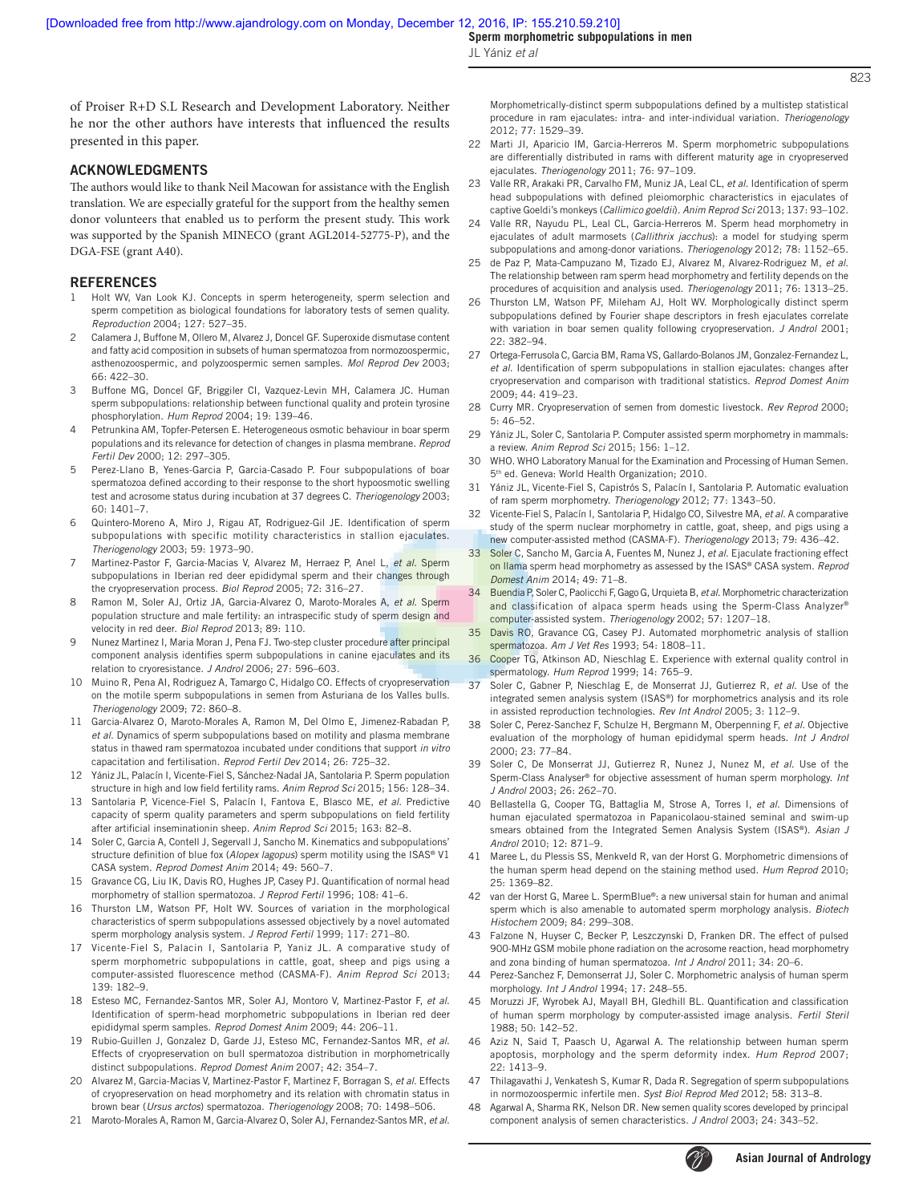of Proiser R+D S.L Research and Development Laboratory. Neither he nor the other authors have interests that influenced the results presented in this paper.

## ACKNOWLEDGMENTS

The authors would like to thank Neil Macowan for assistance with the English translation. We are especially grateful for the support from the healthy semen donor volunteers that enabled us to perform the present study. This work was supported by the Spanish MINECO (grant AGL2014-52775-P), and the DGA-FSE (grant A40).

## REFERENCES

1. Holt WV, Van Look KJ. Concepts in sperm heterogeneity, sperm selection and sperm competition as biological foundations for laboratory tests of semen quality. *Reproduction* 2004; 127: 527–35.
2. Calamera J, Buffone M, Ollero M, Alvarez J, Doncel GF. Superoxide dismutase content and fatty acid composition in subsets of human spermatozoa from normozoospermic, asthenozoospermic, and polyzoospermic semen samples. *Mol Reprod Dev* 2003; 66: 422–30.
3. Buffone MG, Doncel GF, Briggiler CI, Vazquez-Levin MH, Calamera JC. Human sperm subpopulations: relationship between functional quality and protein tyrosine phosphorylation. *Hum Reprod* 2004; 19: 139–46.
4. Petrunkina AM, Topfer-Petersen E. Heterogeneous osmotic behaviour in boar sperm populations and its relevance for detection of changes in plasma membrane. *Reprod Fertil Dev* 2000; 12: 297–305.
5. Perez-Llano B, Yenes-Garcia P, Garcia-Casado P. Four subpopulations of boar spermatozoa defined according to their response to the short hypoosmotic swelling test and acrosome status during incubation at 37 degrees C. *Theriogenology* 2003; 60: 1401–7.
6. Quintero-Moreno A, Miro J, Rigau AT, Rodriguez-Gil JE. Identification of sperm subpopulations with specific motility characteristics in stallion ejaculates. *Theriogenology* 2003; 59: 1973–90.
7. Martinez-Pastor F, Garcia-Macias V, Alvarez M, Herraez P, Anel L, *et al.* Sperm subpopulations in Iberian red deer epididymal sperm and their changes through the cryopreservation process. *Biol Reprod* 2005; 72: 316–27.
8. Ramon M, Soler AJ, Ortiz JA, Garcia-Alvarez O, Maroto-Morales A, *et al.* Sperm population structure and male fertility: an intraspecific study of sperm design and velocity in red deer. *Biol Reprod* 2013; 89: 110.
9. Nunez Martinez I, Maria Moran J, Pena FJ. Two-step cluster procedure after principal component analysis identifies sperm subpopulations in canine ejaculates and its relation to cryoresistance. *J Androl* 2006; 27: 596–603.
10. Muino R, Pena AI, Rodriguez A, Tamargo C, Hidalgo CO. Effects of cryopreservation on the motile sperm subpopulations in semen from Asturiana de los Valles bulls. *Theriogenology* 2009; 72: 860–8.
11. Garcia-Alvarez O, Maroto-Morales A, Ramon M, Del Olmo E, Jimenez-Rabadan P, *et al.* Dynamics of sperm subpopulations based on motility and plasma membrane status in thawed ram spermatozoa incubated under conditions that support *in vitro* capacitation and fertilisation. *Reprod Fertil Dev* 2014; 26: 725–32.
12. Yániz JL, Palacín I, Vicente-Fiel S, Sánchez-Nadal JA, Santolaria P. Sperm population structure in high and low field fertility rams. *Anim Reprod Sci* 2015; 156: 128–34.
13. Santolaria P, Vicence-Fiel S, Palacín I, Fantova E, Blasco ME, *et al.* Predictive capacity of sperm quality parameters and sperm subpopulations on field fertility after artificial inseminationin sheep. *Anim Reprod Sci* 2015; 163: 82–8.
14. Soler C, Garcia A, Contell J, Segervall J, Sancho M. Kinematics and subpopulations' structure definition of blue fox (*Alopex lagopus*) sperm motility using the ISAS® V1 CASA system. *Reprod Domest Anim* 2014; 49: 560–7.
15. Gravance CG, Liu IK, Davis RO, Hughes JP, Casey PJ. Quantification of normal head morphometry of stallion spermatozoa. *J Reprod Fertil* 1996; 108: 41–6.
16. Thurston LM, Watson PF, Holt WV. Sources of variation in the morphological characteristics of sperm subpopulations assessed objectively by a novel automated sperm morphology analysis system. *J Reprod Fertil* 1999; 117: 271–80.
17. Vicente-Fiel S, Palacin I, Santolaria P, Yaniz JL. A comparative study of sperm morphometric subpopulations in cattle, goat, sheep and pigs using a computer-assisted fluorescence method (CASMA-F). *Anim Reprod Sci* 2013; 139: 182–9.
18. Esteso MC, Fernandez-Santos MR, Soler AJ, Montoro V, Martinez-Pastor F, *et al.* Identification of sperm-head morphometric subpopulations in Iberian red deer epididymal sperm samples. *Reprod Domest Anim* 2009; 44: 206–11.
19. Rubio-Guillen J, Gonzalez D, Garde JJ, Esteso MC, Fernandez-Santos MR, *et al.* Effects of cryopreservation on bull spermatozoa distribution in morphometrically distinct subpopulations. *Reprod Domest Anim* 2007; 42: 354–7.
20. Alvarez M, Garcia-Macias V, Martinez-Pastor F, Martinez F, Borragan S, *et al.* Effects of cryopreservation on head morphometry and its relation with chromatin status in brown bear (*Ursus arctos*) spermatozoa. *Theriogenology* 2008; 70: 1498–506.
21. Maroto-Morales A, Ramon M, Garcia-Alvarez O, Soler AJ, Fernandez-Santos MR, *et al.* Morphometrically-distinct sperm subpopulations defined by a multistep statistical procedure in ram ejaculates: intra- and inter-individual variation. *Theriogenology* 2012; 77: 1529–39.
22. Marti JI, Aparicio IM, Garcia-Herreros M. Sperm morphometric subpopulations are differentially distributed in rams with different maturity age in cryopreserved ejaculates. *Theriogenology* 2011; 76: 97–109.
23. Valle RR, Arakaki PR, Carvalho FM, Muniz JA, Leal CL, *et al.* Identification of sperm head subpopulations with defined pleiomorphic characteristics in ejaculates of captive Goeldi's monkeys (*Callimico goeldii*). *Anim Reprod Sci* 2013; 137: 93–102.
24. Valle RR, Nayudu PL, Leal CL, Garcia-Herreros M. Sperm head morphometry in ejaculates of adult marmosets (*Callithrix jacchus*): a model for studying sperm subpopulations and among-donor variations. *Theriogenology* 2012; 78: 1152–65.
25. de Paz P, Mata-Campuzano M, Tizado EJ, Alvarez M, Alvarez-Rodriguez M, *et al.* The relationship between ram sperm head morphometry and fertility depends on the procedures of acquisition and analysis used. *Theriogenology* 2011; 76: 1313–25.
26. Thurston LM, Watson PF, Mileham AJ, Holt WV. Morphologically distinct sperm subpopulations defined by Fourier shape descriptors in fresh ejaculates correlate with variation in boar semen quality following cryopreservation. *J Androl* 2001; 22: 382–94.
27. Ortega-Ferrusola C, Garcia BM, Rama VS, Gallardo-Bolanos JM, Gonzalez-Fernandez L, *et al.* Identification of sperm subpopulations in stallion ejaculates: changes after cryopreservation and comparison with traditional statistics. *Reprod Domest Anim* 2009; 44: 419–23.
28. Curry MR. Cryopreservation of semen from domestic livestock. *Rev Reprod* 2000; 5: 46–52.
29. Yániz JL, Soler C, Santolaria P. Computer assisted sperm morphometry in mammals: a review. *Anim Reprod Sci* 2015; 156: 1–12.
30. WHO. WHO Laboratory Manual for the Examination and Processing of Human Semen. 5th ed. Geneva: World Health Organization; 2010.
31. Yániz JL, Vicente-Fiel S, Capistrós S, Palacín I, Santolaria P. Automatic evaluation of ram sperm morphometry. *Theriogenology* 2012; 77: 1343–50.
32. Vicente-Fiel S, Palacín I, Santolaria P, Hidalgo CO, Silvestre MA, *et al.* A comparative study of the sperm nuclear morphometry in cattle, goat, sheep, and pigs using a new computer-assisted method (CASMA-F). *Theriogenology* 2013; 79: 436–42.
33. Soler C, Sancho M, Garcia A, Fuentes M, Nunez J, *et al.* Ejaculate fractioning effect on llama sperm head morphometry as assessed by the ISAS® CASA system. *Reprod Domest Anim* 2014; 49: 71–8.
34. Buendia P, Soler C, Paolicchi F, Gago G, Urquieta B, *et al.* Morphometric characterization and classification of alpaca sperm heads using the Sperm-Class Analyzer® computer-assisted system. *Theriogenology* 2002; 57: 1207–18.
35. Davis RO, Gravance CG, Casey PJ. Automated morphometric analysis of stallion spermatozoa. *Am J Vet Res* 1993; 54: 1808–11.
36. Cooper TG, Atkinson AD, Nieschlag E. Experience with external quality control in spermatology. *Hum Reprod* 1999; 14: 765–9.
37. Soler C, Gabner P, Nieschlag E, de Monserrat JJ, Gutierrez R, *et al.* Use of the integrated semen analysis system (ISAS®) for morphometrics analysis and its role in assisted reproduction technologies. *Rev Int Androl* 2005; 3: 112–9.
38. Soler C, Perez-Sanchez F, Schulze H, Bergmann M, Oberpenning F, *et al.* Objective evaluation of the morphology of human epididymal sperm heads. *Int J Androl* 2000; 23: 77–84.
39. Soler C, De Monserrat JJ, Gutierrez R, Nunez J, Nunez M, *et al.* Use of the Sperm-Class Analyser® for objective assessment of human sperm morphology. *Int J Androl* 2003; 26: 262–70.
40. Bellastella G, Cooper TG, Battaglia M, Strose A, Torres I, *et al.* Dimensions of human ejaculated spermatozoa in Papanicolaou-stained seminal and swim-up smears obtained from the Integrated Semen Analysis System (ISAS®). *Asian J Androl* 2010; 12: 871–9.
41. Maree L, du Plessis SS, Menkveld R, van der Horst G. Morphometric dimensions of the human sperm head depend on the staining method used. *Hum Reprod* 2010; 25: 1369–82.
42. van der Horst G, Maree L. SpermBlue®: a new universal stain for human and animal sperm which is also amenable to automated sperm morphology analysis. *Biotech Histochem* 2009; 84: 299–308.
43. Falzone N, Huyser C, Becker P, Leszczynski D, Franken DR. The effect of pulsed 900-MHz GSM mobile phone radiation on the acrosome reaction, head morphometry and zona binding of human spermatozoa. *Int J Androl* 2011; 34: 20–6.
44. Perez-Sanchez F, Demonserrat JJ, Soler C. Morphometric analysis of human sperm morphology. *Int J Androl* 1994; 17: 248–55.
45. Moruzzi JF, Wyrobek AJ, Mayall BH, Gledhill BL. Quantification and classification of human sperm morphology by computer-assisted image analysis. *Fertil Steril* 1988; 50: 142–52.
46. Aziz N, Said T, Paasch U, Agarwal A. The relationship between human sperm apoptosis, morphology and the sperm deformity index. *Hum Reprod* 2007; 22: 1413–9.
47. Thilagavathi J, Venkatesh S, Kumar R, Dada R. Segregation of sperm subpopulations in normozoospermic infertile men. *Syst Biol Reprod Med* 2012; 58: 313–8.
48. Agarwal A, Sharma RK, Nelson DR. New semen quality scores developed by principal component analysis of semen characteristics. *J Androl* 2003; 24: 343–52.